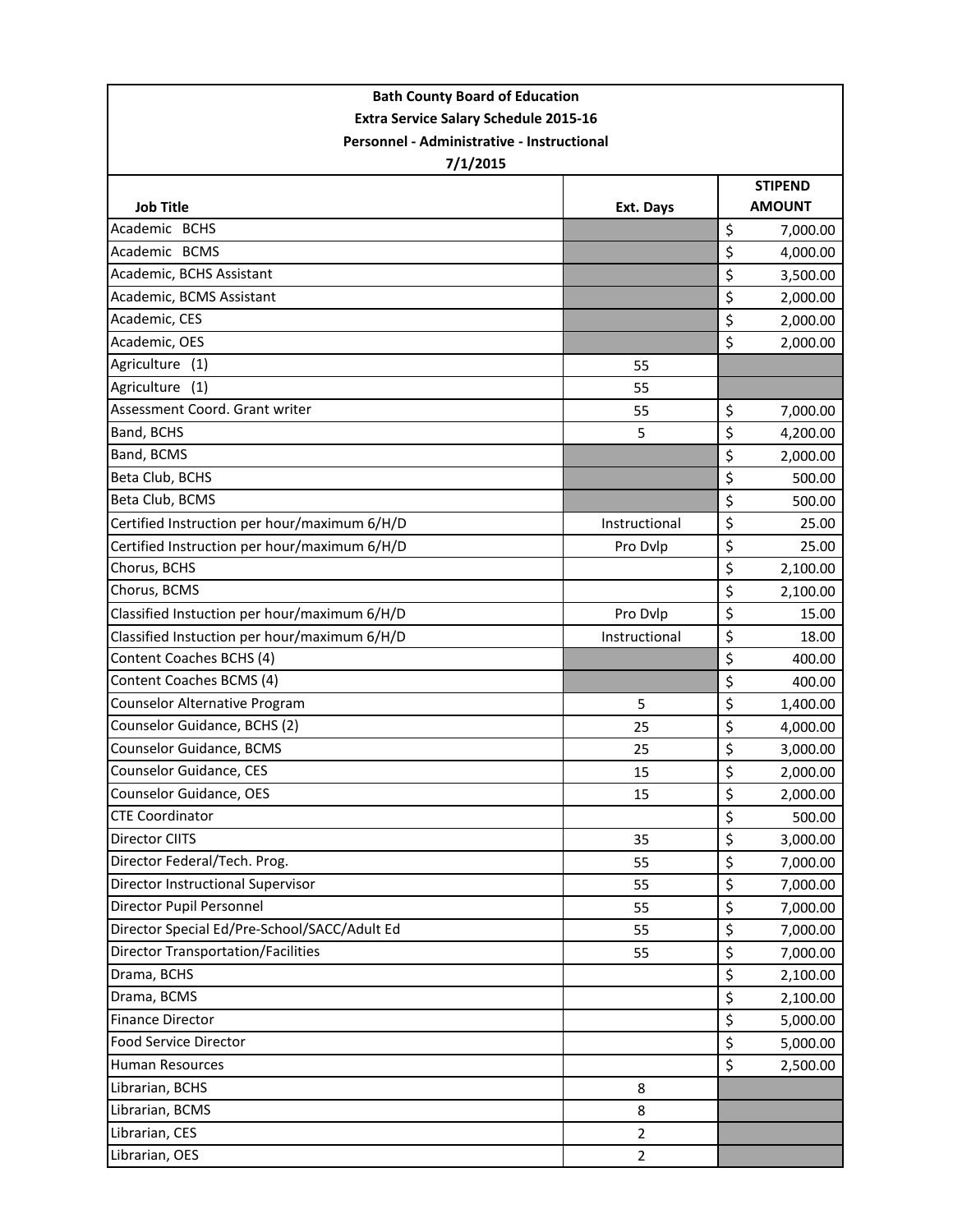**Bath County Board of Education**
**Extra Service Salary Schedule 2015-16**
**Personnel - Administrative - Instructional**
**7/1/2015**

| Job Title | Ext. Days | STIPEND AMOUNT |
|---|---|---|
| Academic BCHS | | $ 7,000.00 |
| Academic BCMS | | $ 4,000.00 |
| Academic, BCHS Assistant | | $ 3,500.00 |
| Academic, BCMS Assistant | | $ 2,000.00 |
| Academic, CES | | $ 2,000.00 |
| Academic, OES | | $ 2,000.00 |
| Agriculture (1) | 55 | |
| Agriculture (1) | 55 | |
| Assessment Coord. Grant writer | 55 | $ 7,000.00 |
| Band, BCHS | 5 | $ 4,200.00 |
| Band, BCMS | | $ 2,000.00 |
| Beta Club, BCHS | | $ 500.00 |
| Beta Club, BCMS | | $ 500.00 |
| Certified Instruction per hour/maximum 6/H/D | Instructional | $ 25.00 |
| Certified Instruction per hour/maximum 6/H/D | Pro Dvlp | $ 25.00 |
| Chorus, BCHS | | $ 2,100.00 |
| Chorus, BCMS | | $ 2,100.00 |
| Classified Instuction per hour/maximum 6/H/D | Pro Dvlp | $ 15.00 |
| Classified Instuction per hour/maximum 6/H/D | Instructional | $ 18.00 |
| Content Coaches BCHS (4) | | $ 400.00 |
| Content Coaches BCMS (4) | | $ 400.00 |
| Counselor Alternative Program | 5 | $ 1,400.00 |
| Counselor Guidance, BCHS (2) | 25 | $ 4,000.00 |
| Counselor Guidance, BCMS | 25 | $ 3,000.00 |
| Counselor Guidance, CES | 15 | $ 2,000.00 |
| Counselor Guidance, OES | 15 | $ 2,000.00 |
| CTE Coordinator | | $ 500.00 |
| Director CIITS | 35 | $ 3,000.00 |
| Director Federal/Tech. Prog. | 55 | $ 7,000.00 |
| Director Instructional Supervisor | 55 | $ 7,000.00 |
| Director Pupil Personnel | 55 | $ 7,000.00 |
| Director Special Ed/Pre-School/SACC/Adult Ed | 55 | $ 7,000.00 |
| Director Transportation/Facilities | 55 | $ 7,000.00 |
| Drama, BCHS | | $ 2,100.00 |
| Drama, BCMS | | $ 2,100.00 |
| Finance Director | | $ 5,000.00 |
| Food Service Director | | $ 5,000.00 |
| Human Resources | | $ 2,500.00 |
| Librarian, BCHS | 8 | |
| Librarian, BCMS | 8 | |
| Librarian, CES | 2 | |
| Librarian, OES | 2 | |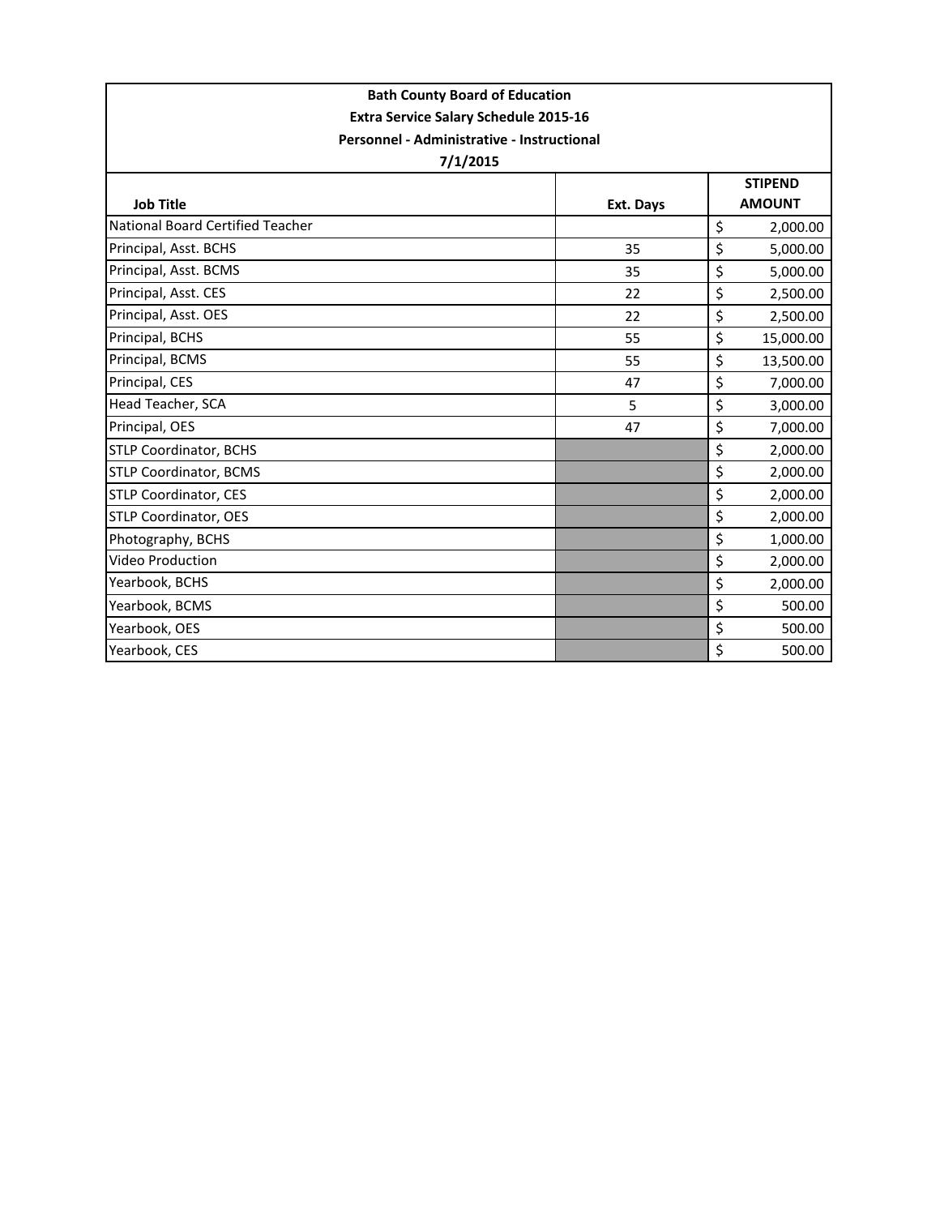**Bath County Board of Education**

**Extra Service Salary Schedule 2015-16**

**Personnel - Administrative - Instructional**

**7/1/2015**

| Job Title | Ext. Days | STIPEND AMOUNT |
|---|---|---|
| National Board Certified Teacher | | $ 2,000.00 |
| Principal, Asst. BCHS | 35 | $ 5,000.00 |
| Principal, Asst. BCMS | 35 | $ 5,000.00 |
| Principal, Asst. CES | 22 | $ 2,500.00 |
| Principal, Asst. OES | 22 | $ 2,500.00 |
| Principal, BCHS | 55 | $ 15,000.00 |
| Principal, BCMS | 55 | $ 13,500.00 |
| Principal, CES | 47 | $ 7,000.00 |
| Head Teacher, SCA | 5 | $ 3,000.00 |
| Principal, OES | 47 | $ 7,000.00 |
| STLP Coordinator, BCHS | | $ 2,000.00 |
| STLP Coordinator, BCMS | | $ 2,000.00 |
| STLP Coordinator, CES | | $ 2,000.00 |
| STLP Coordinator, OES | | $ 2,000.00 |
| Photography, BCHS | | $ 1,000.00 |
| Video Production | | $ 2,000.00 |
| Yearbook, BCHS | | $ 2,000.00 |
| Yearbook, BCMS | | $ 500.00 |
| Yearbook, OES | | $ 500.00 |
| Yearbook, CES | | $ 500.00 |